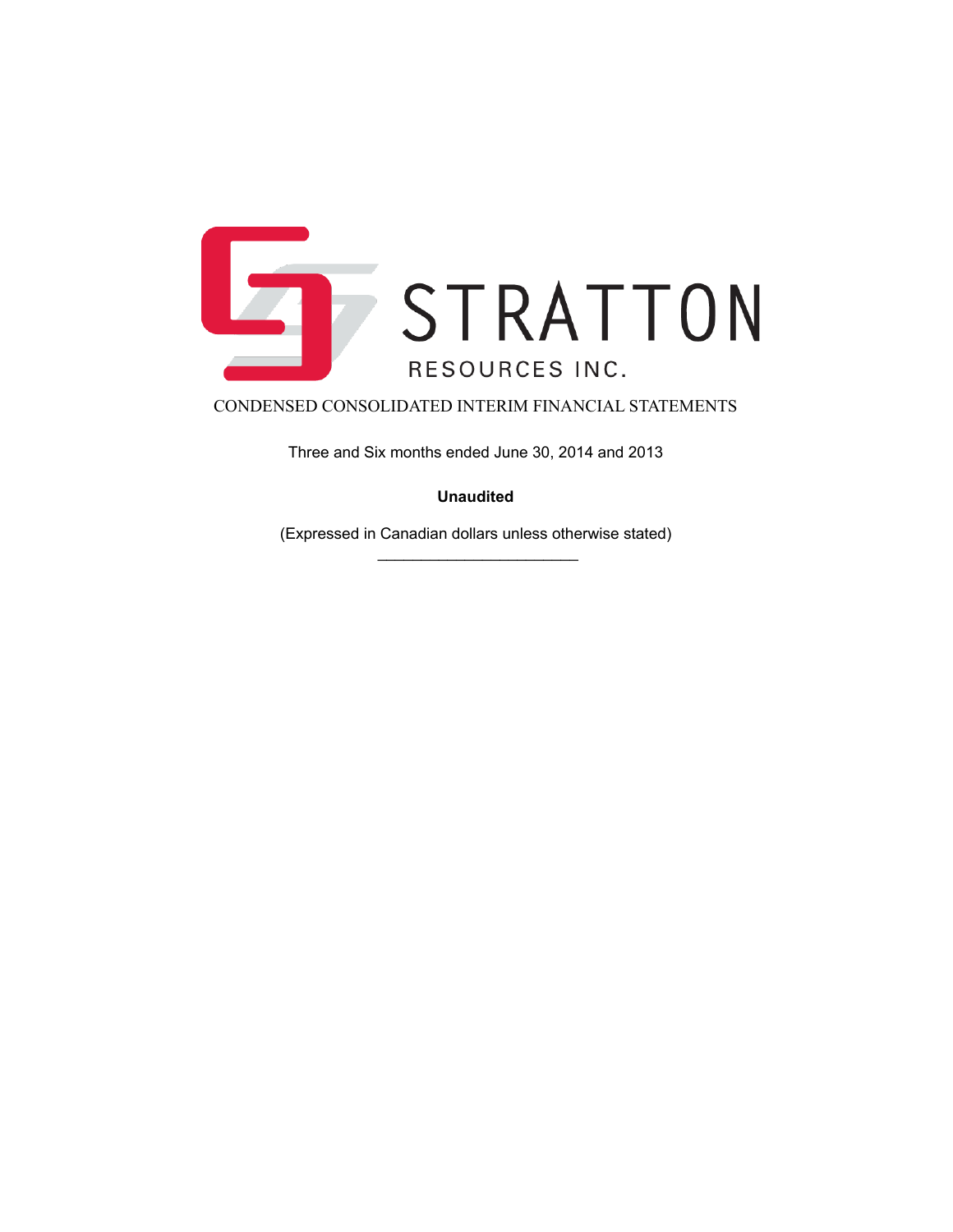# STRATTON RESOURCES INC.

## CONDENSED CONSOLIDATED INTERIM FINANCIAL STATEMENTS

Three and Six months ended June 30, 2014 and 2013

**Unaudited**

(Expressed in Canadian dollars unless otherwise stated)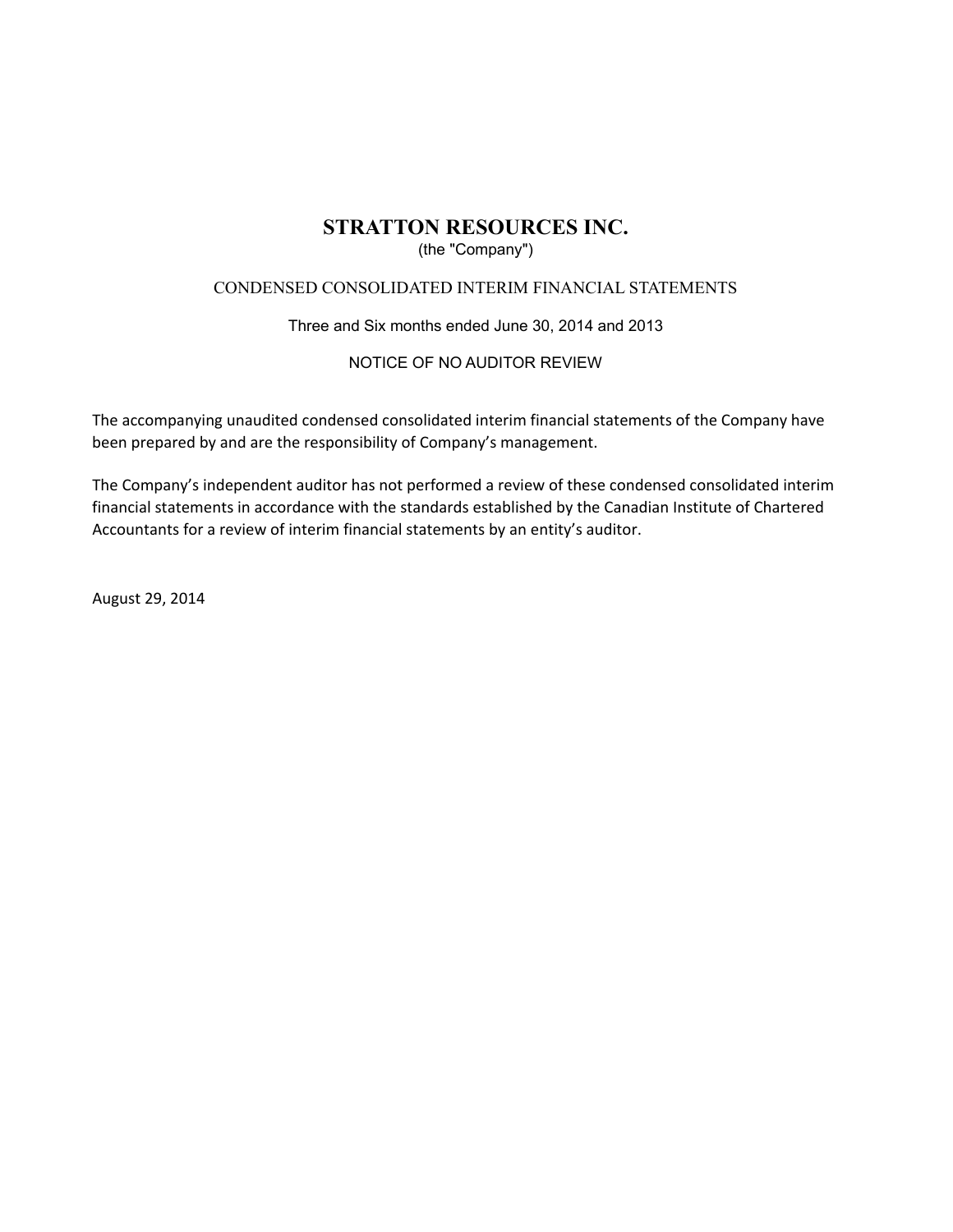# STRATTON RESOURCES INC.

(the "Company")

CONDENSED CONSOLIDATED INTERIM FINANCIAL STATEMENTS

Three and Six months ended June 30, 2014 and 2013

NOTICE OF NO AUDITOR REVIEW

The accompanying unaudited condensed consolidated interim financial statements of the Company have been prepared by and are the responsibility of Company's management.

The Company's independent auditor has not performed a review of these condensed consolidated interim financial statements in accordance with the standards established by the Canadian Institute of Chartered Accountants for a review of interim financial statements by an entity's auditor.

August 29, 2014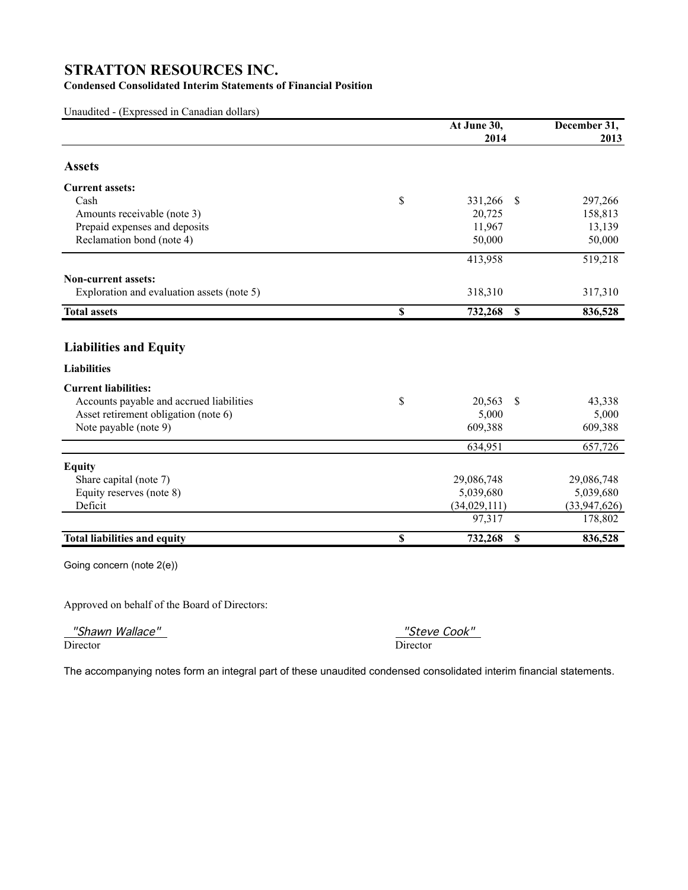# STRATTON RESOURCES INC.

**Condensed Consolidated Interim Statements of Financial Position**

Unaudited - (Expressed in Canadian dollars)

| | At June 30, 2014 | December 31, 2013 |
|---|---|---|
| **Assets** | | |
| **Current assets:** | | |
| Cash | $ 331,266 | $ 297,266 |
| Amounts receivable (note 3) | 20,725 | 158,813 |
| Prepaid expenses and deposits | 11,967 | 13,139 |
| Reclamation bond (note 4) | 50,000 | 50,000 |
| | 413,958 | 519,218 |
| **Non-current assets:** | | |
| Exploration and evaluation assets (note 5) | 318,310 | 317,310 |
| **Total assets** | **$ 732,268** | **$ 836,528** |
| **Liabilities and Equity** | | |
| **Liabilities** | | |
| **Current liabilities:** | | |
| Accounts payable and accrued liabilities | $ 20,563 | $ 43,338 |
| Asset retirement obligation (note 6) | 5,000 | 5,000 |
| Note payable (note 9) | 609,388 | 609,388 |
| | 634,951 | 657,726 |
| **Equity** | | |
| Share capital (note 7) | 29,086,748 | 29,086,748 |
| Equity reserves (note 8) | 5,039,680 | 5,039,680 |
| Deficit | (34,029,111) | (33,947,626) |
| | 97,317 | 178,802 |
| **Total liabilities and equity** | **$ 732,268** | **$ 836,528** |

Going concern (note 2(e))

Approved on behalf of the Board of Directors:

"Shawn Wallace"
Director

"Steve Cook"
Director

The accompanying notes form an integral part of these unaudited condensed consolidated interim financial statements.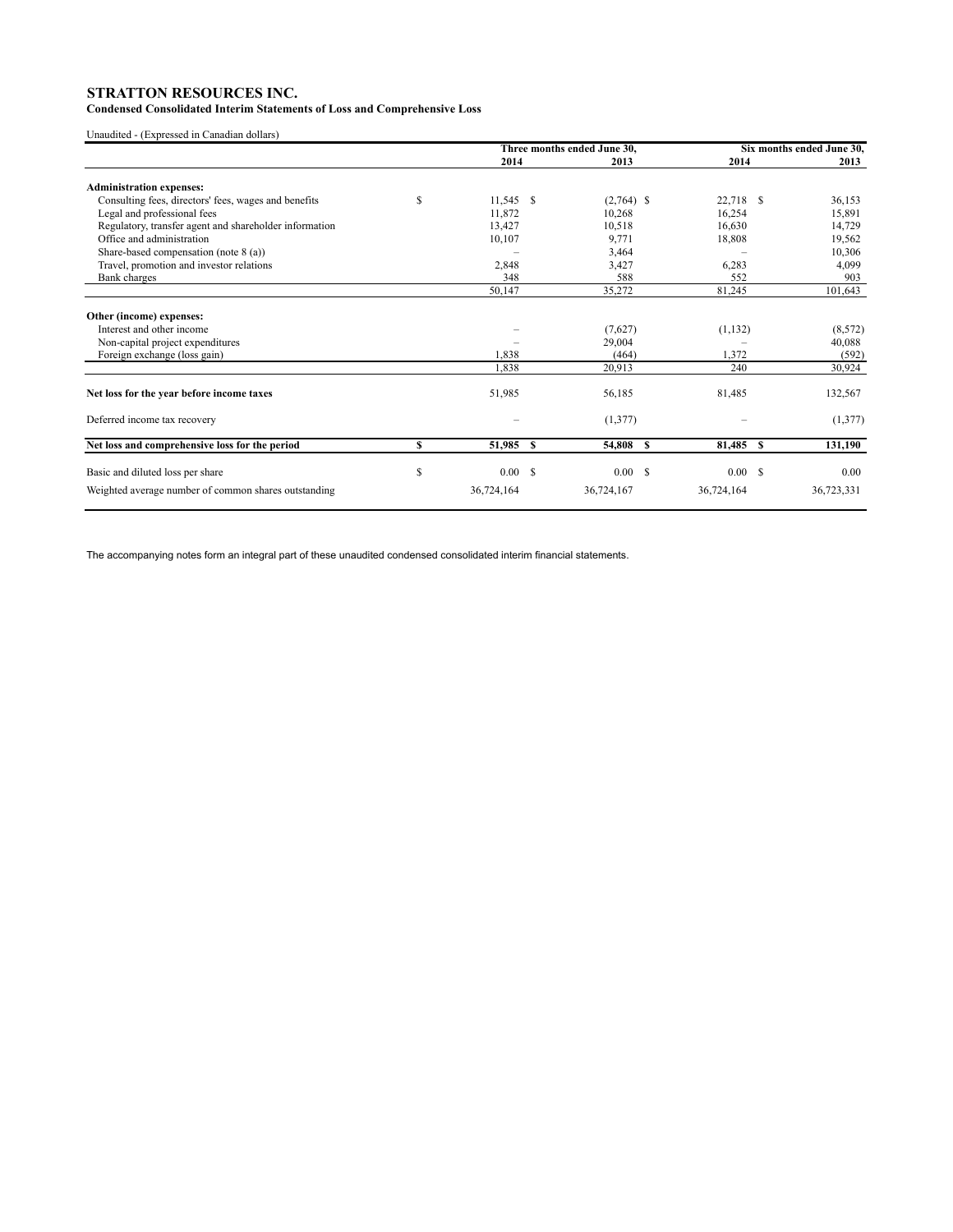# STRATTON RESOURCES INC.

**Condensed Consolidated Interim Statements of Loss and Comprehensive Loss**

Unaudited - (Expressed in Canadian dollars)

| | Three months ended June 30, | | Six months ended June 30, | |
|---|---|---|---|---|
| | **2014** | **2013** | **2014** | **2013** |
| **Administration expenses:** | | | | |
| Consulting fees, directors' fees, wages and benefits | $ 11,545 | $ (2,764) | $ 22,718 | $ 36,153 |
| Legal and professional fees | 11,872 | 10,268 | 16,254 | 15,891 |
| Regulatory, transfer agent and shareholder information | 13,427 | 10,518 | 16,630 | 14,729 |
| Office and administration | 10,107 | 9,771 | 18,808 | 19,562 |
| Share-based compensation (note 8 (a)) | – | 3,464 | – | 10,306 |
| Travel, promotion and investor relations | 2,848 | 3,427 | 6,283 | 4,099 |
| Bank charges | 348 | 588 | 552 | 903 |
| | 50,147 | 35,272 | 81,245 | 101,643 |
| **Other (income) expenses:** | | | | |
| Interest and other income | – | (7,627) | (1,132) | (8,572) |
| Non-capital project expenditures | – | 29,004 | – | 40,088 |
| Foreign exchange (loss gain) | 1,838 | (464) | 1,372 | (592) |
| | 1,838 | 20,913 | 240 | 30,924 |
| **Net loss for the year before income taxes** | 51,985 | 56,185 | 81,485 | 132,567 |
| Deferred income tax recovery | – | (1,377) | – | (1,377) |
| **Net loss and comprehensive loss for the period** | **$ 51,985** | **$ 54,808** | **$ 81,485** | **$ 131,190** |
| Basic and diluted loss per share | $ 0.00 | $ 0.00 | $ 0.00 | $ 0.00 |
| Weighted average number of common shares outstanding | 36,724,164 | 36,724,167 | 36,724,164 | 36,723,331 |

The accompanying notes form an integral part of these unaudited condensed consolidated interim financial statements.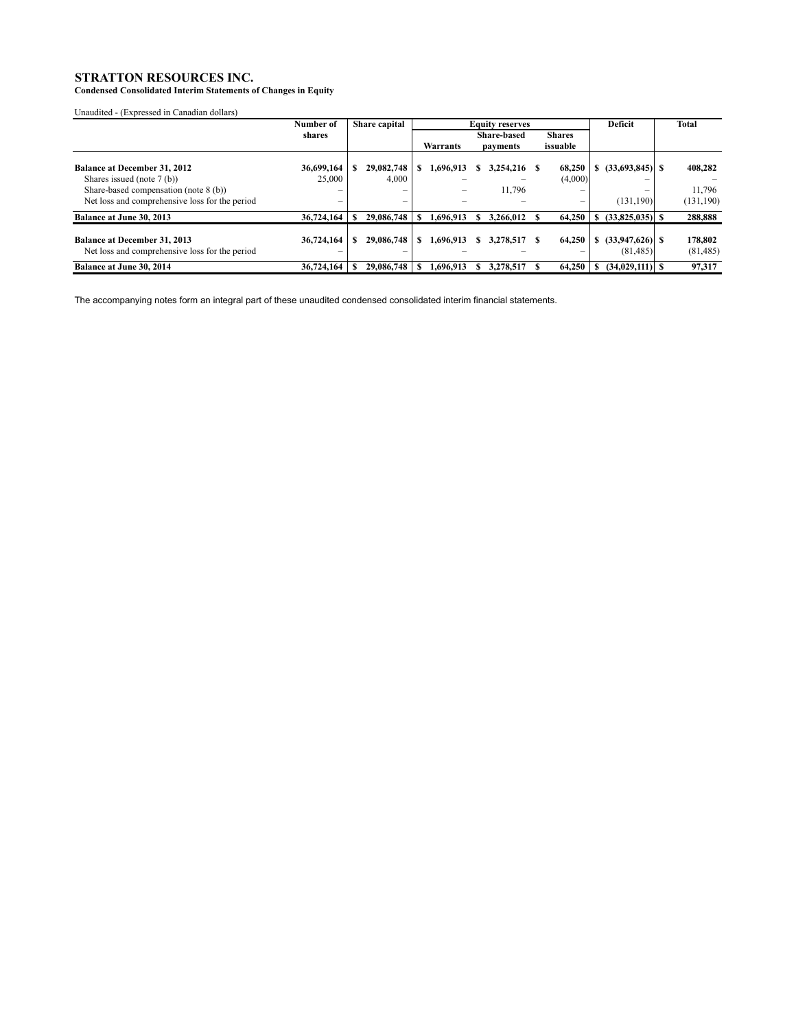# STRATTON RESOURCES INC.

**Condensed Consolidated Interim Statements of Changes in Equity**

Unaudited - (Expressed in Canadian dollars)

| | Number of shares | Share capital | Equity reserves | | | Deficit | Total |
|---|---|---|---|---|---|---|---|
| | | | Warrants | Share-based payments | Shares issuable | | |
| **Balance at December 31, 2012** | **36,699,164** | **$ 29,082,748** | **$ 1,696,913** | **$ 3,254,216** | **$ 68,250** | **$ (33,693,845)** | **$ 408,282** |
| Shares issued (note 7 (b)) | 25,000 | 4,000 | – | – | (4,000) | – | – |
| Share-based compensation (note 8 (b)) | – | – | – | 11,796 | – | – | 11,796 |
| Net loss and comprehensive loss for the period | – | – | – | – | – | (131,190) | (131,190) |
| **Balance at June 30, 2013** | **36,724,164** | **$ 29,086,748** | **$ 1,696,913** | **$ 3,266,012** | **$ 64,250** | **$ (33,825,035)** | **$ 288,888** |
| **Balance at December 31, 2013** | **36,724,164** | **$ 29,086,748** | **$ 1,696,913** | **$ 3,278,517** | **$ 64,250** | **$ (33,947,626)** | **$ 178,802** |
| Net loss and comprehensive loss for the period | – | – | – | – | – | (81,485) | (81,485) |
| **Balance at June 30, 2014** | **36,724,164** | **$ 29,086,748** | **$ 1,696,913** | **$ 3,278,517** | **$ 64,250** | **$ (34,029,111)** | **$ 97,317** |

The accompanying notes form an integral part of these unaudited condensed consolidated interim financial statements.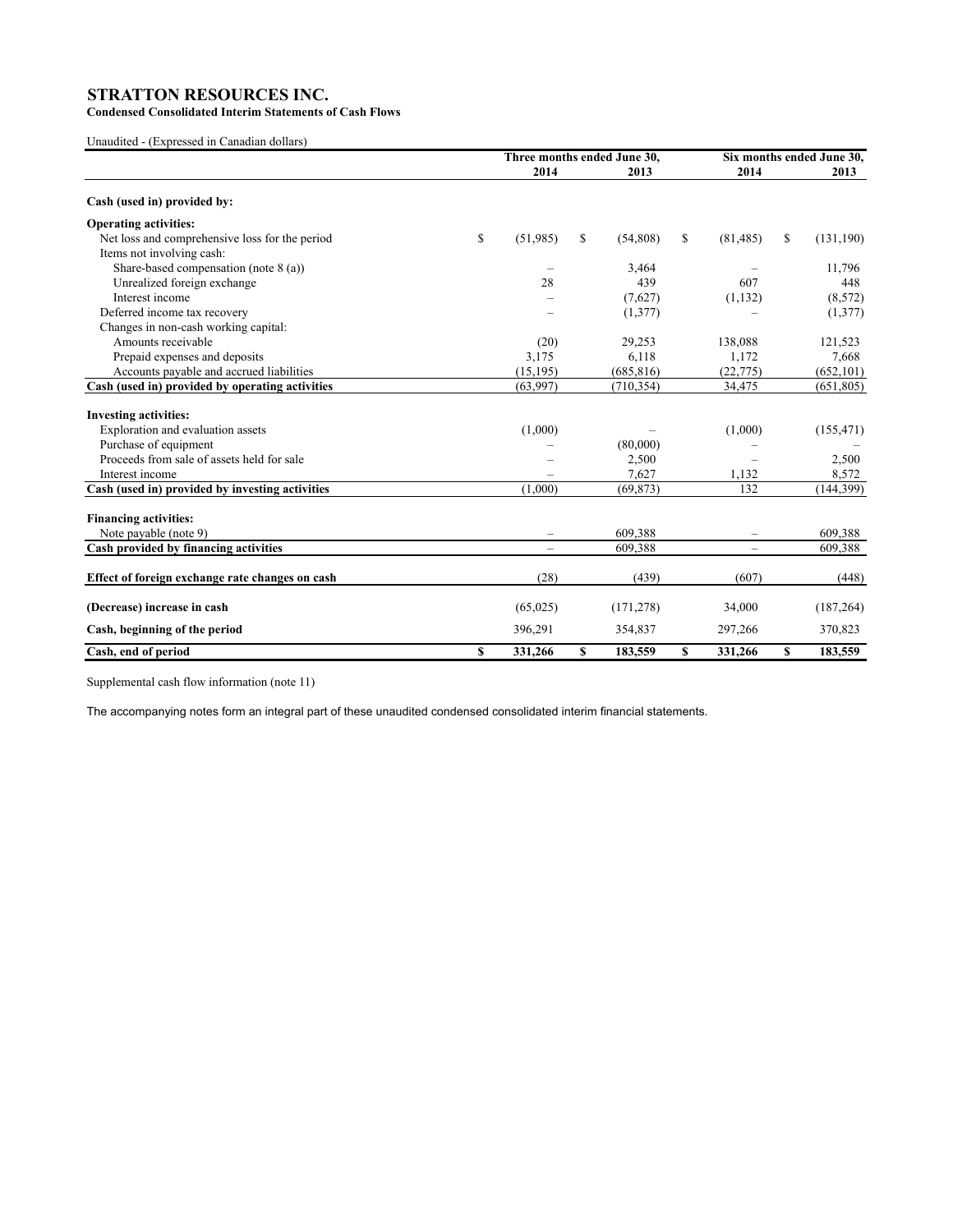# STRATTON RESOURCES INC.

**Condensed Consolidated Interim Statements of Cash Flows**

Unaudited - (Expressed in Canadian dollars)

| | Three months ended June 30, | | Six months ended June 30, | |
|---|---|---|---|---|
| | 2014 | 2013 | 2014 | 2013 |
| **Cash (used in) provided by:** | | | | |
| **Operating activities:** | | | | |
| Net loss and comprehensive loss for the period | $ (51,985) | $ (54,808) | $ (81,485) | $ (131,190) |
| Items not involving cash: | | | | |
| Share-based compensation (note 8 (a)) | – | 3,464 | – | 11,796 |
| Unrealized foreign exchange | 28 | 439 | 607 | 448 |
| Interest income | – | (7,627) | (1,132) | (8,572) |
| Deferred income tax recovery | – | (1,377) | – | (1,377) |
| Changes in non-cash working capital: | | | | |
| Amounts receivable | (20) | 29,253 | 138,088 | 121,523 |
| Prepaid expenses and deposits | 3,175 | 6,118 | 1,172 | 7,668 |
| Accounts payable and accrued liabilities | (15,195) | (685,816) | (22,775) | (652,101) |
| **Cash (used in) provided by operating activities** | (63,997) | (710,354) | 34,475 | (651,805) |
| **Investing activities:** | | | | |
| Exploration and evaluation assets | (1,000) | – | (1,000) | (155,471) |
| Purchase of equipment | – | (80,000) | – | – |
| Proceeds from sale of assets held for sale | – | 2,500 | – | 2,500 |
| Interest income | – | 7,627 | 1,132 | 8,572 |
| **Cash (used in) provided by investing activities** | (1,000) | (69,873) | 132 | (144,399) |
| **Financing activities:** | | | | |
| Note payable (note 9) | – | 609,388 | – | 609,388 |
| **Cash provided by financing activities** | – | 609,388 | – | 609,388 |
| **Effect of foreign exchange rate changes on cash** | (28) | (439) | (607) | (448) |
| **(Decrease) increase in cash** | (65,025) | (171,278) | 34,000 | (187,264) |
| **Cash, beginning of the period** | 396,291 | 354,837 | 297,266 | 370,823 |
| **Cash, end of period** | **$ 331,266** | **$ 183,559** | **$ 331,266** | **$ 183,559** |

Supplemental cash flow information (note 11)

The accompanying notes form an integral part of these unaudited condensed consolidated interim financial statements.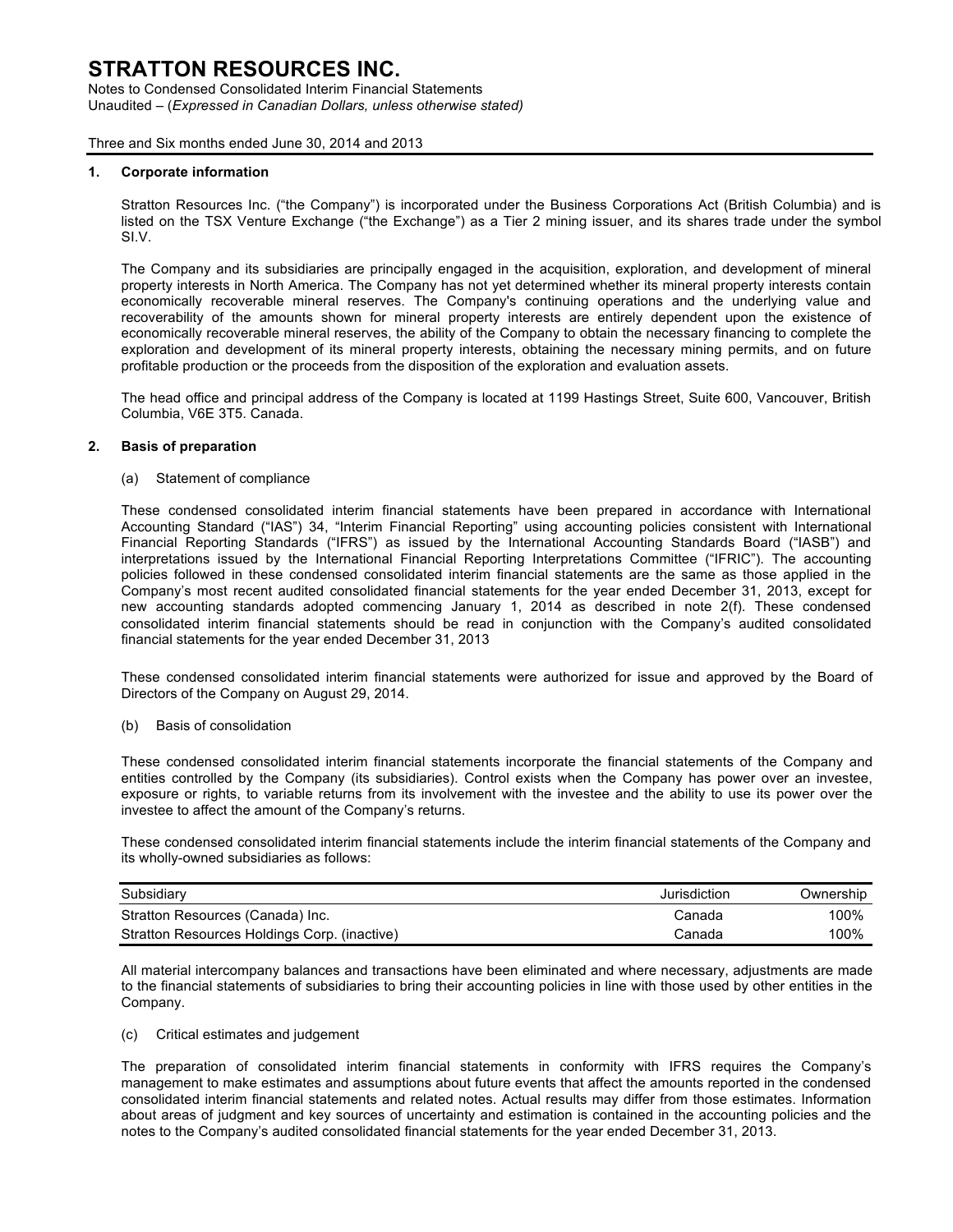# STRATTON RESOURCES INC.

Notes to Condensed Consolidated Interim Financial Statements
Unaudited – (*Expressed in Canadian Dollars, unless otherwise stated)*

Three and Six months ended June 30, 2014 and 2013

## 1. Corporate information

Stratton Resources Inc. ("the Company") is incorporated under the Business Corporations Act (British Columbia) and is listed on the TSX Venture Exchange ("the Exchange") as a Tier 2 mining issuer, and its shares trade under the symbol SI.V.

The Company and its subsidiaries are principally engaged in the acquisition, exploration, and development of mineral property interests in North America. The Company has not yet determined whether its mineral property interests contain economically recoverable mineral reserves. The Company's continuing operations and the underlying value and recoverability of the amounts shown for mineral property interests are entirely dependent upon the existence of economically recoverable mineral reserves, the ability of the Company to obtain the necessary financing to complete the exploration and development of its mineral property interests, obtaining the necessary mining permits, and on future profitable production or the proceeds from the disposition of the exploration and evaluation assets.

The head office and principal address of the Company is located at 1199 Hastings Street, Suite 600, Vancouver, British Columbia, V6E 3T5. Canada.

## 2. Basis of preparation

(a) Statement of compliance

These condensed consolidated interim financial statements have been prepared in accordance with International Accounting Standard ("IAS") 34, "Interim Financial Reporting" using accounting policies consistent with International Financial Reporting Standards ("IFRS") as issued by the International Accounting Standards Board ("IASB") and interpretations issued by the International Financial Reporting Interpretations Committee ("IFRIC"). The accounting policies followed in these condensed consolidated interim financial statements are the same as those applied in the Company's most recent audited consolidated financial statements for the year ended December 31, 2013, except for new accounting standards adopted commencing January 1, 2014 as described in note 2(f). These condensed consolidated interim financial statements should be read in conjunction with the Company's audited consolidated financial statements for the year ended December 31, 2013

These condensed consolidated interim financial statements were authorized for issue and approved by the Board of Directors of the Company on August 29, 2014.

(b) Basis of consolidation

These condensed consolidated interim financial statements incorporate the financial statements of the Company and entities controlled by the Company (its subsidiaries). Control exists when the Company has power over an investee, exposure or rights, to variable returns from its involvement with the investee and the ability to use its power over the investee to affect the amount of the Company's returns.

These condensed consolidated interim financial statements include the interim financial statements of the Company and its wholly-owned subsidiaries as follows:

| Subsidiary | Jurisdiction | Ownership |
|---|---|---|
| Stratton Resources (Canada) Inc. | Canada | 100% |
| Stratton Resources Holdings Corp. (inactive) | Canada | 100% |

All material intercompany balances and transactions have been eliminated and where necessary, adjustments are made to the financial statements of subsidiaries to bring their accounting policies in line with those used by other entities in the Company.

(c) Critical estimates and judgement

The preparation of consolidated interim financial statements in conformity with IFRS requires the Company's management to make estimates and assumptions about future events that affect the amounts reported in the condensed consolidated interim financial statements and related notes. Actual results may differ from those estimates. Information about areas of judgment and key sources of uncertainty and estimation is contained in the accounting policies and the notes to the Company's audited consolidated financial statements for the year ended December 31, 2013.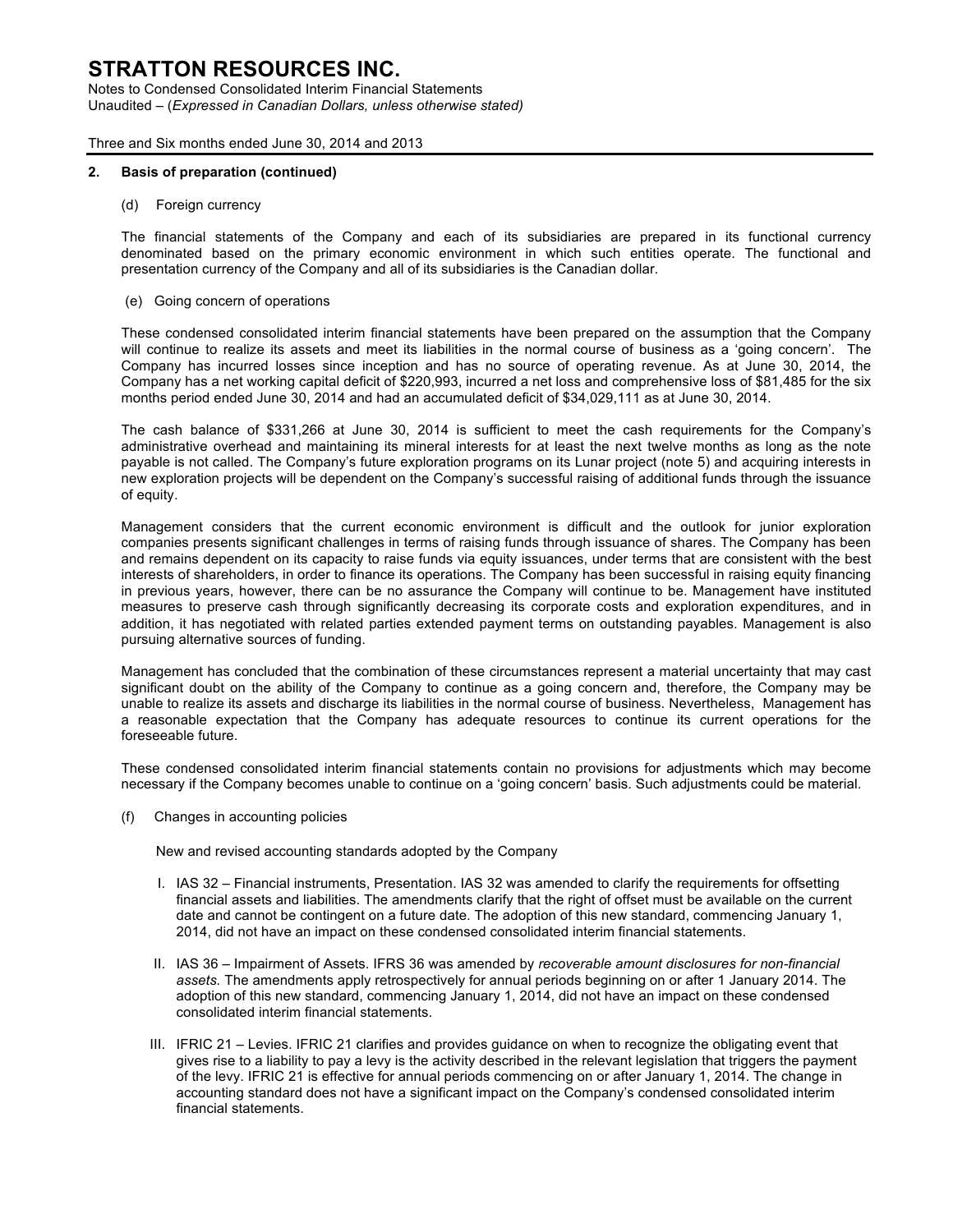## 2. Basis of preparation (continued)

(d) Foreign currency

The financial statements of the Company and each of its subsidiaries are prepared in its functional currency denominated based on the primary economic environment in which such entities operate. The functional and presentation currency of the Company and all of its subsidiaries is the Canadian dollar.

(e) Going concern of operations

These condensed consolidated interim financial statements have been prepared on the assumption that the Company will continue to realize its assets and meet its liabilities in the normal course of business as a 'going concern'. The Company has incurred losses since inception and has no source of operating revenue. As at June 30, 2014, the Company has a net working capital deficit of $220,993, incurred a net loss and comprehensive loss of $81,485 for the six months period ended June 30, 2014 and had an accumulated deficit of $34,029,111 as at June 30, 2014.

The cash balance of $331,266 at June 30, 2014 is sufficient to meet the cash requirements for the Company's administrative overhead and maintaining its mineral interests for at least the next twelve months as long as the note payable is not called. The Company's future exploration programs on its Lunar project (note 5) and acquiring interests in new exploration projects will be dependent on the Company's successful raising of additional funds through the issuance of equity.

Management considers that the current economic environment is difficult and the outlook for junior exploration companies presents significant challenges in terms of raising funds through issuance of shares. The Company has been and remains dependent on its capacity to raise funds via equity issuances, under terms that are consistent with the best interests of shareholders, in order to finance its operations. The Company has been successful in raising equity financing in previous years, however, there can be no assurance the Company will continue to be. Management have instituted measures to preserve cash through significantly decreasing its corporate costs and exploration expenditures, and in addition, it has negotiated with related parties extended payment terms on outstanding payables. Management is also pursuing alternative sources of funding.

Management has concluded that the combination of these circumstances represent a material uncertainty that may cast significant doubt on the ability of the Company to continue as a going concern and, therefore, the Company may be unable to realize its assets and discharge its liabilities in the normal course of business. Nevertheless, Management has a reasonable expectation that the Company has adequate resources to continue its current operations for the foreseeable future.

These condensed consolidated interim financial statements contain no provisions for adjustments which may become necessary if the Company becomes unable to continue on a 'going concern' basis. Such adjustments could be material.

(f) Changes in accounting policies

New and revised accounting standards adopted by the Company

I. IAS 32 – Financial instruments, Presentation. IAS 32 was amended to clarify the requirements for offsetting financial assets and liabilities. The amendments clarify that the right of offset must be available on the current date and cannot be contingent on a future date. The adoption of this new standard, commencing January 1, 2014, did not have an impact on these condensed consolidated interim financial statements.

II. IAS 36 – Impairment of Assets. IFRS 36 was amended by *recoverable amount disclosures for non-financial assets.* The amendments apply retrospectively for annual periods beginning on or after 1 January 2014. The adoption of this new standard, commencing January 1, 2014, did not have an impact on these condensed consolidated interim financial statements.

III. IFRIC 21 – Levies. IFRIC 21 clarifies and provides guidance on when to recognize the obligating event that gives rise to a liability to pay a levy is the activity described in the relevant legislation that triggers the payment of the levy. IFRIC 21 is effective for annual periods commencing on or after January 1, 2014. The change in accounting standard does not have a significant impact on the Company's condensed consolidated interim financial statements.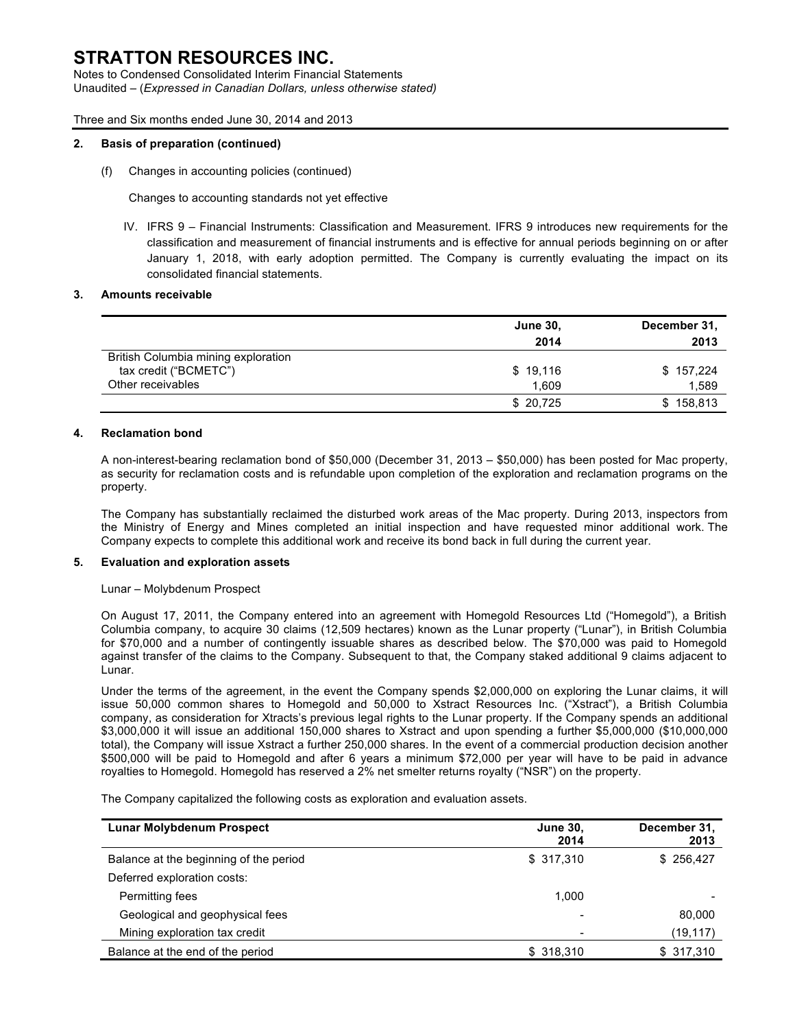## 2. Basis of preparation (continued)

(f) Changes in accounting policies (continued)

Changes to accounting standards not yet effective

IV. IFRS 9 – Financial Instruments: Classification and Measurement. IFRS 9 introduces new requirements for the classification and measurement of financial instruments and is effective for annual periods beginning on or after January 1, 2018, with early adoption permitted. The Company is currently evaluating the impact on its consolidated financial statements.

## 3. Amounts receivable

| | June 30, 2014 | December 31, 2013 |
|---|---|---|
| British Columbia mining exploration tax credit ("BCMETC") | $ 19,116 | $ 157,224 |
| Other receivables | 1,609 | 1,589 |
| | $ 20,725 | $ 158,813 |

## 4. Reclamation bond

A non-interest-bearing reclamation bond of $50,000 (December 31, 2013 – $50,000) has been posted for Mac property, as security for reclamation costs and is refundable upon completion of the exploration and reclamation programs on the property.

The Company has substantially reclaimed the disturbed work areas of the Mac property. During 2013, inspectors from the Ministry of Energy and Mines completed an initial inspection and have requested minor additional work. The Company expects to complete this additional work and receive its bond back in full during the current year.

## 5. Evaluation and exploration assets

Lunar – Molybdenum Prospect

On August 17, 2011, the Company entered into an agreement with Homegold Resources Ltd ("Homegold"), a British Columbia company, to acquire 30 claims (12,509 hectares) known as the Lunar property ("Lunar"), in British Columbia for $70,000 and a number of contingently issuable shares as described below. The $70,000 was paid to Homegold against transfer of the claims to the Company. Subsequent to that, the Company staked additional 9 claims adjacent to Lunar.

Under the terms of the agreement, in the event the Company spends $2,000,000 on exploring the Lunar claims, it will issue 50,000 common shares to Homegold and 50,000 to Xstract Resources Inc. ("Xstract"), a British Columbia company, as consideration for Xtracts's previous legal rights to the Lunar property. If the Company spends an additional $3,000,000 it will issue an additional 150,000 shares to Xstract and upon spending a further $5,000,000 ($10,000,000 total), the Company will issue Xstract a further 250,000 shares. In the event of a commercial production decision another $500,000 will be paid to Homegold and after 6 years a minimum $72,000 per year will have to be paid in advance royalties to Homegold. Homegold has reserved a 2% net smelter returns royalty ("NSR") on the property.

The Company capitalized the following costs as exploration and evaluation assets.

| Lunar Molybdenum Prospect | June 30, 2014 | December 31, 2013 |
|---|---|---|
| Balance at the beginning of the period | $ 317,310 | $ 256,427 |
| Deferred exploration costs: | | |
| Permitting fees | 1,000 | - |
| Geological and geophysical fees | - | 80,000 |
| Mining exploration tax credit | - | (19,117) |
| Balance at the end of the period | $ 318,310 | $ 317,310 |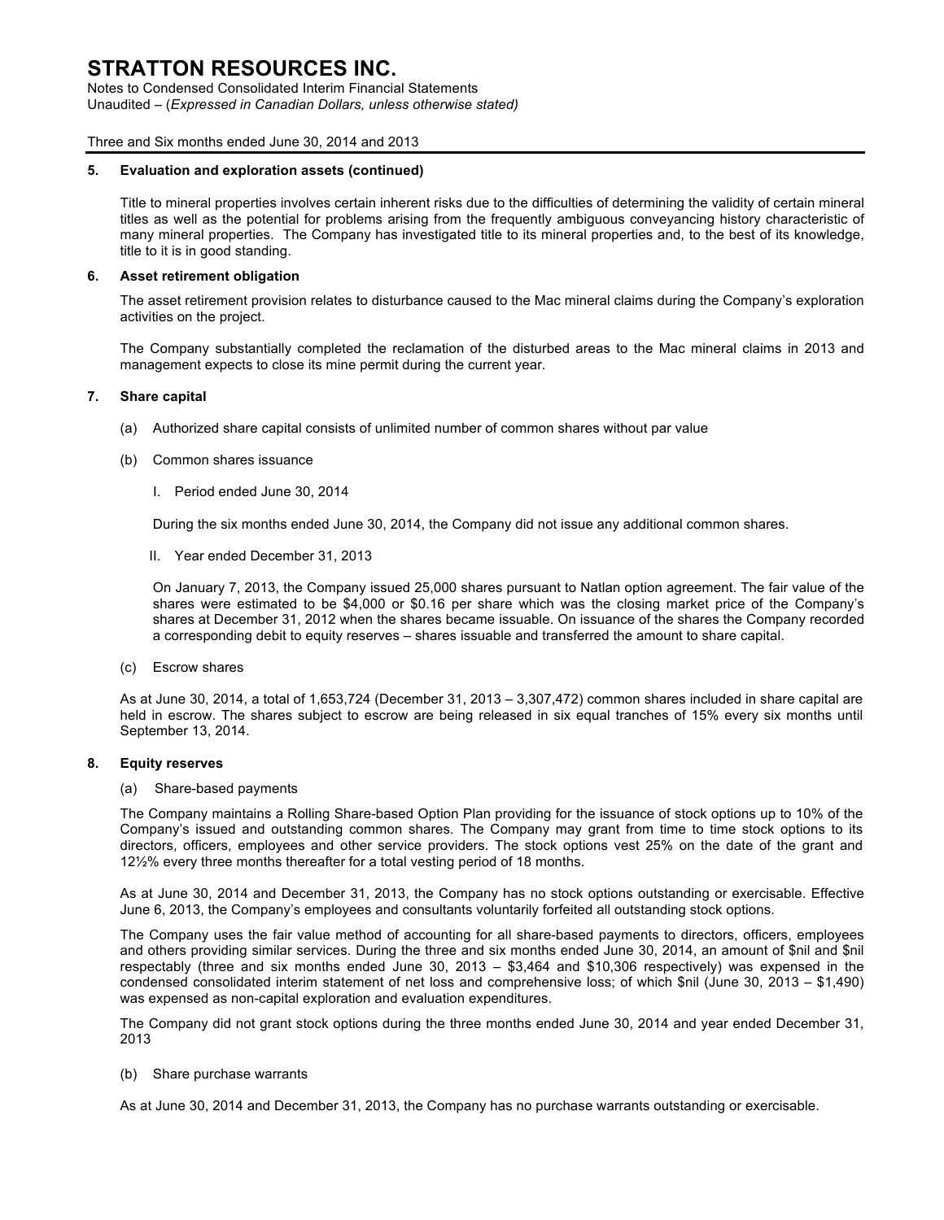### 5. Evaluation and exploration assets (continued)

Title to mineral properties involves certain inherent risks due to the difficulties of determining the validity of certain mineral titles as well as the potential for problems arising from the frequently ambiguous conveyancing history characteristic of many mineral properties. The Company has investigated title to its mineral properties and, to the best of its knowledge, title to it is in good standing.

### 6. Asset retirement obligation

The asset retirement provision relates to disturbance caused to the Mac mineral claims during the Company's exploration activities on the project.

The Company substantially completed the reclamation of the disturbed areas to the Mac mineral claims in 2013 and management expects to close its mine permit during the current year.

### 7. Share capital

(a) Authorized share capital consists of unlimited number of common shares without par value

(b) Common shares issuance

I. Period ended June 30, 2014

During the six months ended June 30, 2014, the Company did not issue any additional common shares.

II. Year ended December 31, 2013

On January 7, 2013, the Company issued 25,000 shares pursuant to Natlan option agreement. The fair value of the shares were estimated to be $4,000 or $0.16 per share which was the closing market price of the Company's shares at December 31, 2012 when the shares became issuable. On issuance of the shares the Company recorded a corresponding debit to equity reserves – shares issuable and transferred the amount to share capital.

(c) Escrow shares

As at June 30, 2014, a total of 1,653,724 (December 31, 2013 – 3,307,472) common shares included in share capital are held in escrow. The shares subject to escrow are being released in six equal tranches of 15% every six months until September 13, 2014.

### 8. Equity reserves

(a) Share-based payments

The Company maintains a Rolling Share-based Option Plan providing for the issuance of stock options up to 10% of the Company's issued and outstanding common shares. The Company may grant from time to time stock options to its directors, officers, employees and other service providers. The stock options vest 25% on the date of the grant and 12½% every three months thereafter for a total vesting period of 18 months.

As at June 30, 2014 and December 31, 2013, the Company has no stock options outstanding or exercisable. Effective June 6, 2013, the Company's employees and consultants voluntarily forfeited all outstanding stock options.

The Company uses the fair value method of accounting for all share-based payments to directors, officers, employees and others providing similar services. During the three and six months ended June 30, 2014, an amount of $nil and $nil respectably (three and six months ended June 30, 2013 – $3,464 and $10,306 respectively) was expensed in the condensed consolidated interim statement of net loss and comprehensive loss; of which $nil (June 30, 2013 – $1,490) was expensed as non-capital exploration and evaluation expenditures.

The Company did not grant stock options during the three months ended June 30, 2014 and year ended December 31, 2013

(b) Share purchase warrants

As at June 30, 2014 and December 31, 2013, the Company has no purchase warrants outstanding or exercisable.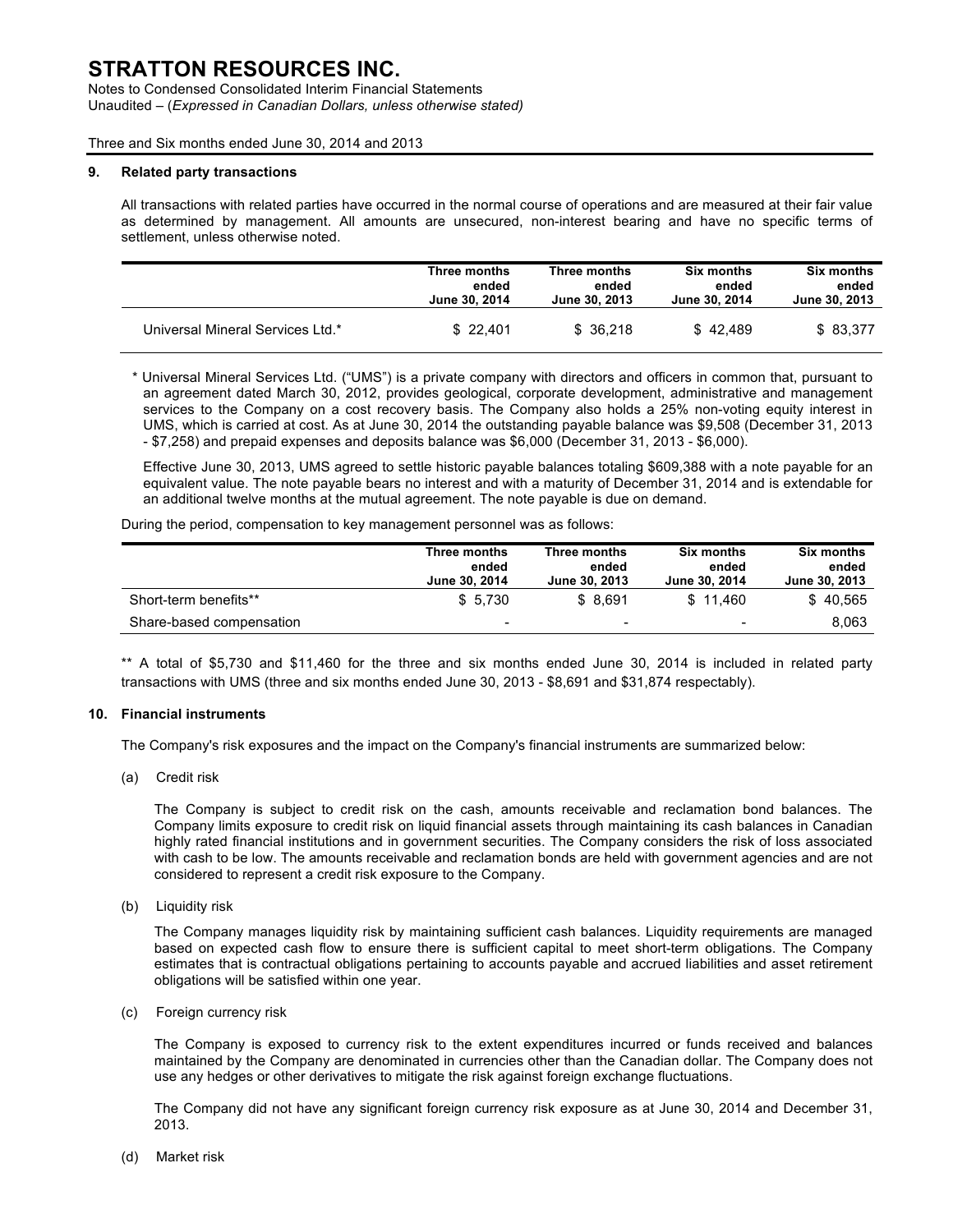## 9. Related party transactions

All transactions with related parties have occurred in the normal course of operations and are measured at their fair value as determined by management. All amounts are unsecured, non-interest bearing and have no specific terms of settlement, unless otherwise noted.

| | Three months ended June 30, 2014 | Three months ended June 30, 2013 | Six months ended June 30, 2014 | Six months ended June 30, 2013 |
|---|---|---|---|---|
| Universal Mineral Services Ltd.* | $ 22,401 | $ 36,218 | $ 42,489 | $ 83,377 |

\* Universal Mineral Services Ltd. ("UMS") is a private company with directors and officers in common that, pursuant to an agreement dated March 30, 2012, provides geological, corporate development, administrative and management services to the Company on a cost recovery basis. The Company also holds a 25% non-voting equity interest in UMS, which is carried at cost. As at June 30, 2014 the outstanding payable balance was $9,508 (December 31, 2013 - $7,258) and prepaid expenses and deposits balance was $6,000 (December 31, 2013 - $6,000).

Effective June 30, 2013, UMS agreed to settle historic payable balances totaling $609,388 with a note payable for an equivalent value. The note payable bears no interest and with a maturity of December 31, 2014 and is extendable for an additional twelve months at the mutual agreement. The note payable is due on demand.

During the period, compensation to key management personnel was as follows:

| | Three months ended June 30, 2014 | Three months ended June 30, 2013 | Six months ended June 30, 2014 | Six months ended June 30, 2013 |
|---|---|---|---|---|
| Short-term benefits** | $ 5,730 | $ 8,691 | $ 11,460 | $ 40,565 |
| Share-based compensation | - | - | - | 8,063 |

\*\* A total of $5,730 and $11,460 for the three and six months ended June 30, 2014 is included in related party transactions with UMS (three and six months ended June 30, 2013 - $8,691 and $31,874 respectably).

## 10. Financial instruments

The Company's risk exposures and the impact on the Company's financial instruments are summarized below:

(a) Credit risk

The Company is subject to credit risk on the cash, amounts receivable and reclamation bond balances. The Company limits exposure to credit risk on liquid financial assets through maintaining its cash balances in Canadian highly rated financial institutions and in government securities. The Company considers the risk of loss associated with cash to be low. The amounts receivable and reclamation bonds are held with government agencies and are not considered to represent a credit risk exposure to the Company.

(b) Liquidity risk

The Company manages liquidity risk by maintaining sufficient cash balances. Liquidity requirements are managed based on expected cash flow to ensure there is sufficient capital to meet short-term obligations. The Company estimates that is contractual obligations pertaining to accounts payable and accrued liabilities and asset retirement obligations will be satisfied within one year.

(c) Foreign currency risk

The Company is exposed to currency risk to the extent expenditures incurred or funds received and balances maintained by the Company are denominated in currencies other than the Canadian dollar. The Company does not use any hedges or other derivatives to mitigate the risk against foreign exchange fluctuations.

The Company did not have any significant foreign currency risk exposure as at June 30, 2014 and December 31, 2013.

(d) Market risk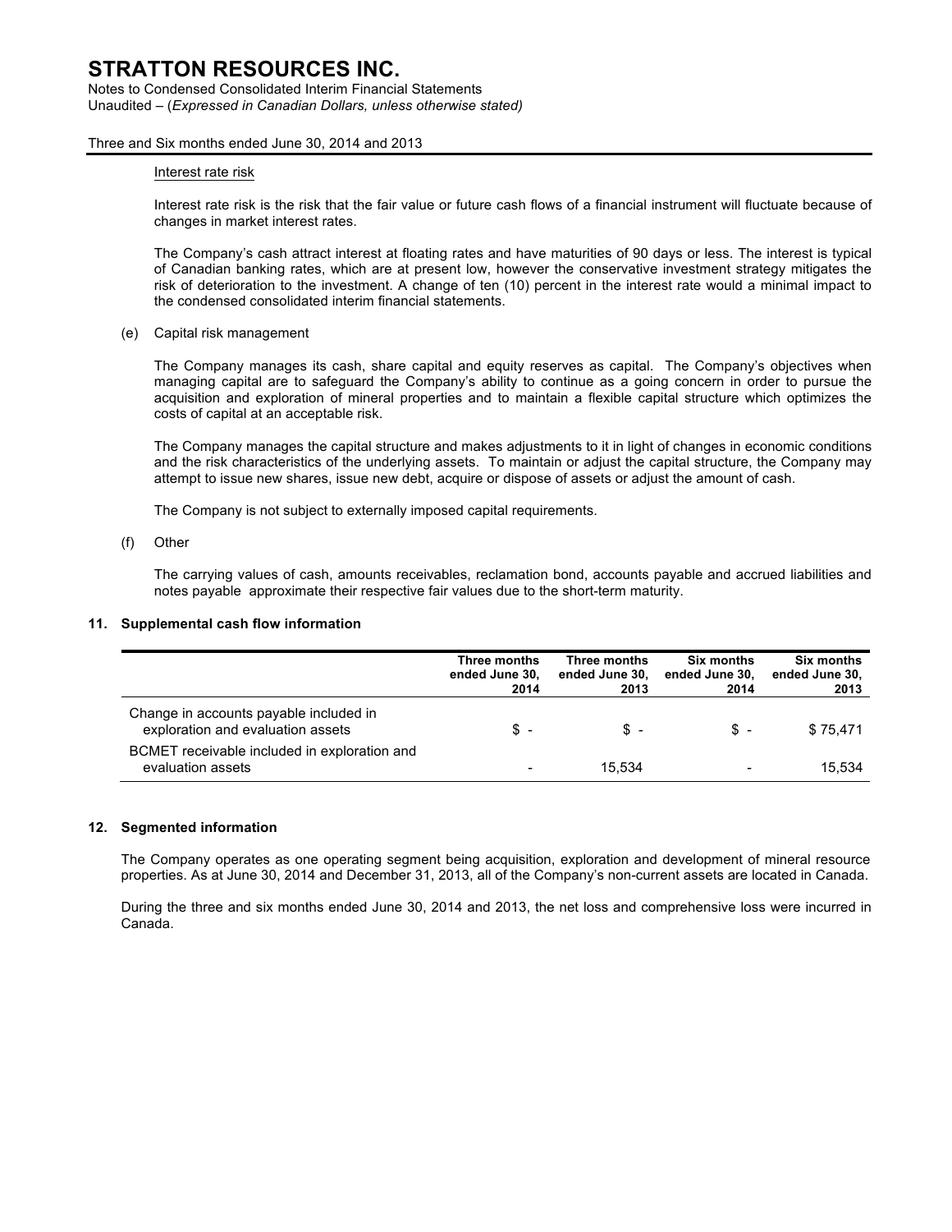Interest rate risk

Interest rate risk is the risk that the fair value or future cash flows of a financial instrument will fluctuate because of changes in market interest rates.

The Company's cash attract interest at floating rates and have maturities of 90 days or less. The interest is typical of Canadian banking rates, which are at present low, however the conservative investment strategy mitigates the risk of deterioration to the investment. A change of ten (10) percent in the interest rate would a minimal impact to the condensed consolidated interim financial statements.

(e) Capital risk management

The Company manages its cash, share capital and equity reserves as capital. The Company's objectives when managing capital are to safeguard the Company's ability to continue as a going concern in order to pursue the acquisition and exploration of mineral properties and to maintain a flexible capital structure which optimizes the costs of capital at an acceptable risk.

The Company manages the capital structure and makes adjustments to it in light of changes in economic conditions and the risk characteristics of the underlying assets. To maintain or adjust the capital structure, the Company may attempt to issue new shares, issue new debt, acquire or dispose of assets or adjust the amount of cash.

The Company is not subject to externally imposed capital requirements.

(f) Other

The carrying values of cash, amounts receivables, reclamation bond, accounts payable and accrued liabilities and notes payable approximate their respective fair values due to the short-term maturity.

## 11. Supplemental cash flow information

| | Three months ended June 30, 2014 | Three months ended June 30, 2013 | Six months ended June 30, 2014 | Six months ended June 30, 2013 |
|---|---|---|---|---|
| Change in accounts payable included in exploration and evaluation assets | $ - | $ - | $ - | $ 75,471 |
| BCMET receivable included in exploration and evaluation assets | - | 15,534 | - | 15,534 |

## 12. Segmented information

The Company operates as one operating segment being acquisition, exploration and development of mineral resource properties. As at June 30, 2014 and December 31, 2013, all of the Company's non-current assets are located in Canada.

During the three and six months ended June 30, 2014 and 2013, the net loss and comprehensive loss were incurred in Canada.